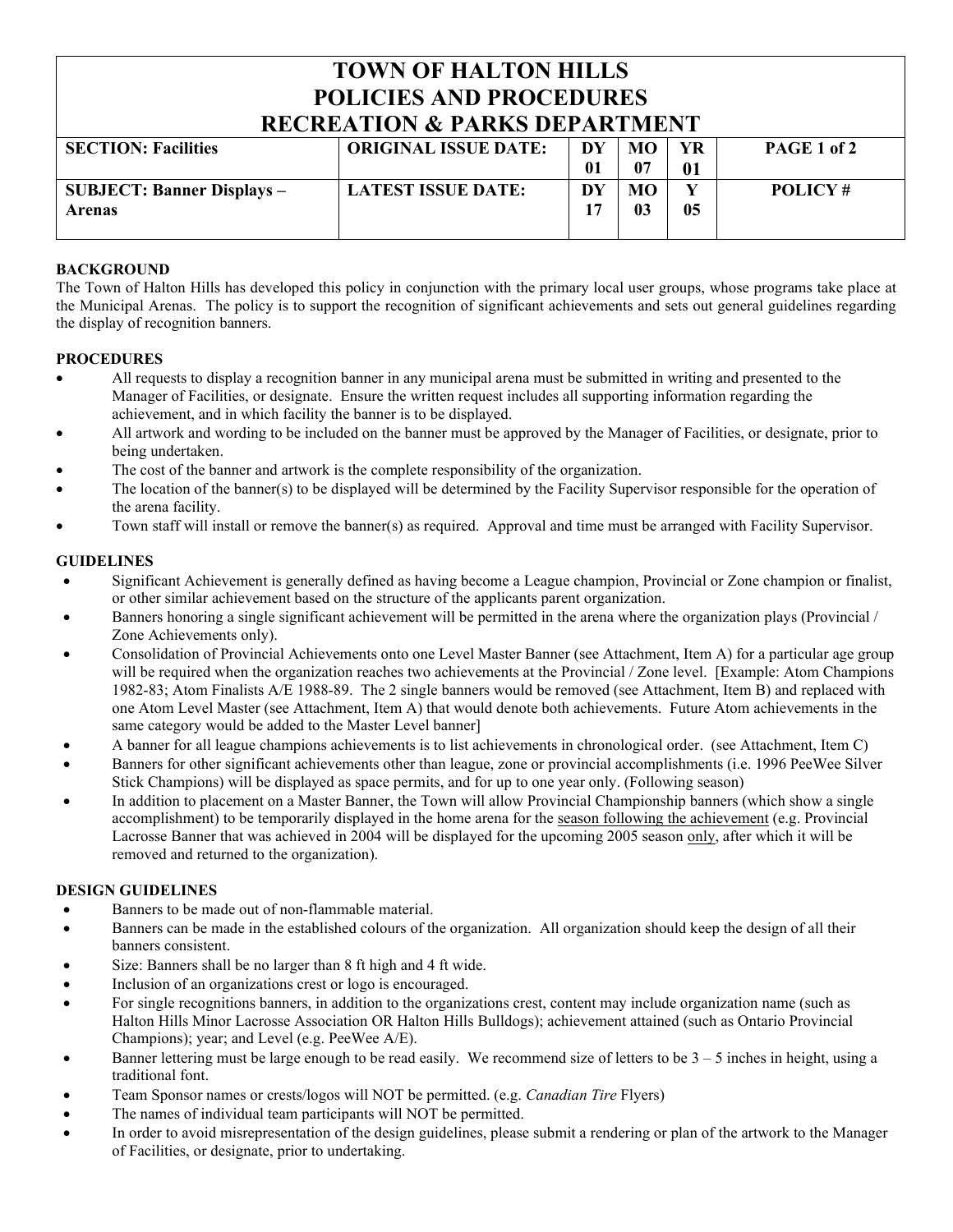# TOWN OF HALTON HILLS
# POLICIES AND PROCEDURES
# RECREATION & PARKS DEPARTMENT

| SECTION: Facilities | ORIGINAL ISSUE DATE: | DY 01 | MO 07 | YR 01 | PAGE 1 of 2 |
|---|---|---|---|---|---|
| **SUBJECT: Banner Displays – Arenas** | **LATEST ISSUE DATE:** | **DY 17** | **MO 03** | **Y 05** | **POLICY #** |

**BACKGROUND**

The Town of Halton Hills has developed this policy in conjunction with the primary local user groups, whose programs take place at the Municipal Arenas. The policy is to support the recognition of significant achievements and sets out general guidelines regarding the display of recognition banners.

**PROCEDURES**

- All requests to display a recognition banner in any municipal arena must be submitted in writing and presented to the Manager of Facilities, or designate. Ensure the written request includes all supporting information regarding the achievement, and in which facility the banner is to be displayed.
- All artwork and wording to be included on the banner must be approved by the Manager of Facilities, or designate, prior to being undertaken.
- The cost of the banner and artwork is the complete responsibility of the organization.
- The location of the banner(s) to be displayed will be determined by the Facility Supervisor responsible for the operation of the arena facility.
- Town staff will install or remove the banner(s) as required. Approval and time must be arranged with Facility Supervisor.

**GUIDELINES**

- Significant Achievement is generally defined as having become a League champion, Provincial or Zone champion or finalist, or other similar achievement based on the structure of the applicants parent organization.
- Banners honoring a single significant achievement will be permitted in the arena where the organization plays (Provincial / Zone Achievements only).
- Consolidation of Provincial Achievements onto one Level Master Banner (see Attachment, Item A) for a particular age group will be required when the organization reaches two achievements at the Provincial / Zone level. [Example: Atom Champions 1982-83; Atom Finalists A/E 1988-89. The 2 single banners would be removed (see Attachment, Item B) and replaced with one Atom Level Master (see Attachment, Item A) that would denote both achievements. Future Atom achievements in the same category would be added to the Master Level banner]
- A banner for all league champions achievements is to list achievements in chronological order. (see Attachment, Item C)
- Banners for other significant achievements other than league, zone or provincial accomplishments (i.e. 1996 PeeWee Silver Stick Champions) will be displayed as space permits, and for up to one year only. (Following season)
- In addition to placement on a Master Banner, the Town will allow Provincial Championship banners (which show a single accomplishment) to be temporarily displayed in the home arena for the <u>season following the achievement</u> (e.g. Provincial Lacrosse Banner that was achieved in 2004 will be displayed for the upcoming 2005 season <u>only</u>, after which it will be removed and returned to the organization).

**DESIGN GUIDELINES**

- Banners to be made out of non-flammable material.
- Banners can be made in the established colours of the organization. All organization should keep the design of all their banners consistent.
- Size: Banners shall be no larger than 8 ft high and 4 ft wide.
- Inclusion of an organizations crest or logo is encouraged.
- For single recognitions banners, in addition to the organizations crest, content may include organization name (such as Halton Hills Minor Lacrosse Association OR Halton Hills Bulldogs); achievement attained (such as Ontario Provincial Champions); year; and Level (e.g. PeeWee A/E).
- Banner lettering must be large enough to be read easily. We recommend size of letters to be 3 – 5 inches in height, using a traditional font.
- Team Sponsor names or crests/logos will NOT be permitted. (e.g. *Canadian Tire* Flyers)
- The names of individual team participants will NOT be permitted.
- In order to avoid misrepresentation of the design guidelines, please submit a rendering or plan of the artwork to the Manager of Facilities, or designate, prior to undertaking.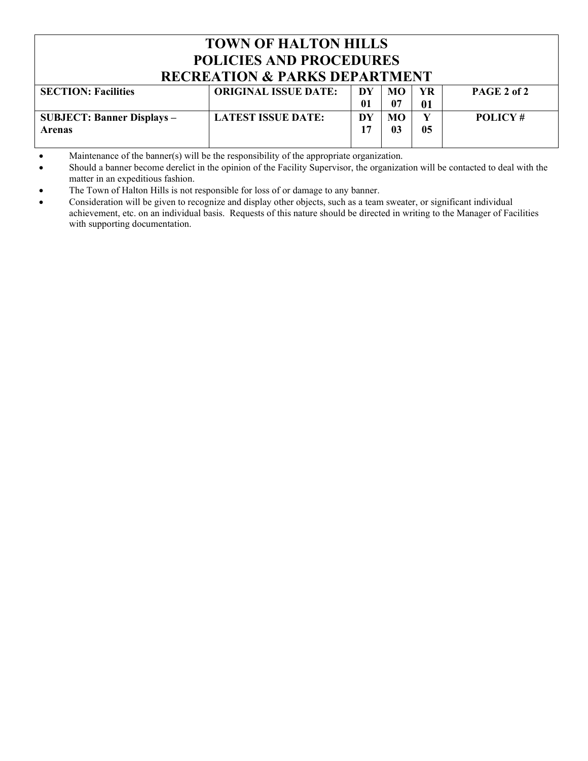- Maintenance of the banner(s) will be the responsibility of the appropriate organization.
- Should a banner become derelict in the opinion of the Facility Supervisor, the organization will be contacted to deal with the matter in an expeditious fashion.
- The Town of Halton Hills is not responsible for loss of or damage to any banner.
- Consideration will be given to recognize and display other objects, such as a team sweater, or significant individual achievement, etc. on an individual basis. Requests of this nature should be directed in writing to the Manager of Facilities with supporting documentation.